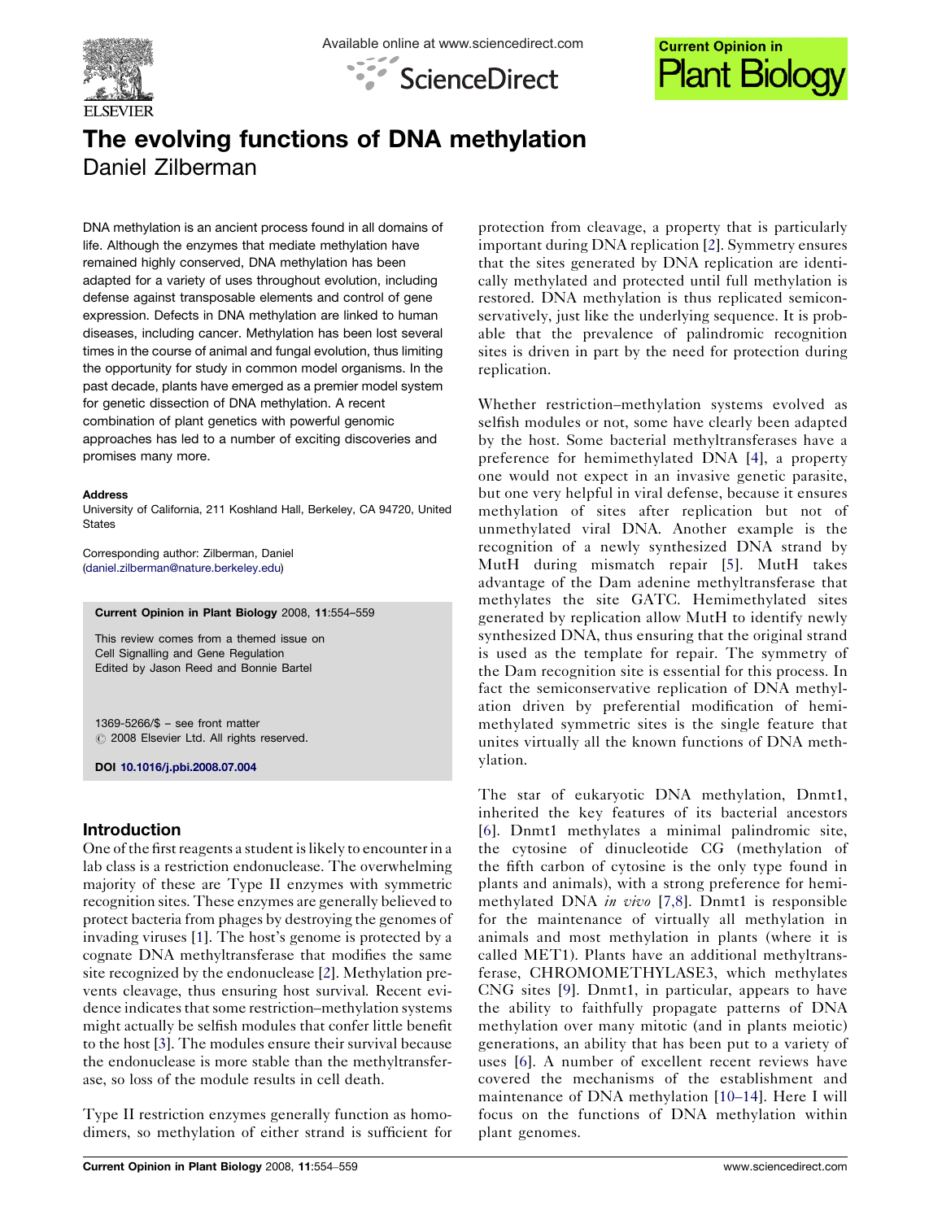# The evolving functions of DNA methylation

Daniel Zilberman

DNA methylation is an ancient process found in all domains of life. Although the enzymes that mediate methylation have remained highly conserved, DNA methylation has been adapted for a variety of uses throughout evolution, including defense against transposable elements and control of gene expression. Defects in DNA methylation are linked to human diseases, including cancer. Methylation has been lost several times in the course of animal and fungal evolution, thus limiting the opportunity for study in common model organisms. In the past decade, plants have emerged as a premier model system for genetic dissection of DNA methylation. A recent combination of plant genetics with powerful genomic approaches has led to a number of exciting discoveries and promises many more.

**Address**

University of California, 211 Koshland Hall, Berkeley, CA 94720, United States

Corresponding author: Zilberman, Daniel (daniel.zilberman@nature.berkeley.edu)

**Current Opinion in Plant Biology** 2008, **11**:554–559

This review comes from a themed issue on Cell Signalling and Gene Regulation
Edited by Jason Reed and Bonnie Bartel

1369-5266/$ – see front matter
© 2008 Elsevier Ltd. All rights reserved.

DOI 10.1016/j.pbi.2008.07.004

## Introduction

One of the first reagents a student is likely to encounter in a lab class is a restriction endonuclease. The overwhelming majority of these are Type II enzymes with symmetric recognition sites. These enzymes are generally believed to protect bacteria from phages by destroying the genomes of invading viruses [1]. The host's genome is protected by a cognate DNA methyltransferase that modifies the same site recognized by the endonuclease [2]. Methylation prevents cleavage, thus ensuring host survival. Recent evidence indicates that some restriction–methylation systems might actually be selfish modules that confer little benefit to the host [3]. The modules ensure their survival because the endonuclease is more stable than the methyltransferase, so loss of the module results in cell death.

Type II restriction enzymes generally function as homodimers, so methylation of either strand is sufficient for protection from cleavage, a property that is particularly important during DNA replication [2]. Symmetry ensures that the sites generated by DNA replication are identically methylated and protected until full methylation is restored. DNA methylation is thus replicated semiconservatively, just like the underlying sequence. It is probable that the prevalence of palindromic recognition sites is driven in part by the need for protection during replication.

Whether restriction–methylation systems evolved as selfish modules or not, some have clearly been adapted by the host. Some bacterial methyltransferases have a preference for hemimethylated DNA [4], a property one would not expect in an invasive genetic parasite, but one very helpful in viral defense, because it ensures methylation of sites after replication but not of unmethylated viral DNA. Another example is the recognition of a newly synthesized DNA strand by MutH during mismatch repair [5]. MutH takes advantage of the Dam adenine methyltransferase that methylates the site GATC. Hemimethylated sites generated by replication allow MutH to identify newly synthesized DNA, thus ensuring that the original strand is used as the template for repair. The symmetry of the Dam recognition site is essential for this process. In fact the semiconservative replication of DNA methylation driven by preferential modification of hemimethylated symmetric sites is the single feature that unites virtually all the known functions of DNA methylation.

The star of eukaryotic DNA methylation, Dnmt1, inherited the key features of its bacterial ancestors [6]. Dnmt1 methylates a minimal palindromic site, the cytosine of dinucleotide CG (methylation of the fifth carbon of cytosine is the only type found in plants and animals), with a strong preference for hemimethylated DNA *in vivo* [7,8]. Dnmt1 is responsible for the maintenance of virtually all methylation in animals and most methylation in plants (where it is called MET1). Plants have an additional methyltransferase, CHROMOMETHYLASE3, which methylates CNG sites [9]. Dnmt1, in particular, appears to have the ability to faithfully propagate patterns of DNA methylation over many mitotic (and in plants meiotic) generations, an ability that has been put to a variety of uses [6]. A number of excellent recent reviews have covered the mechanisms of the establishment and maintenance of DNA methylation [10–14]. Here I will focus on the functions of DNA methylation within plant genomes.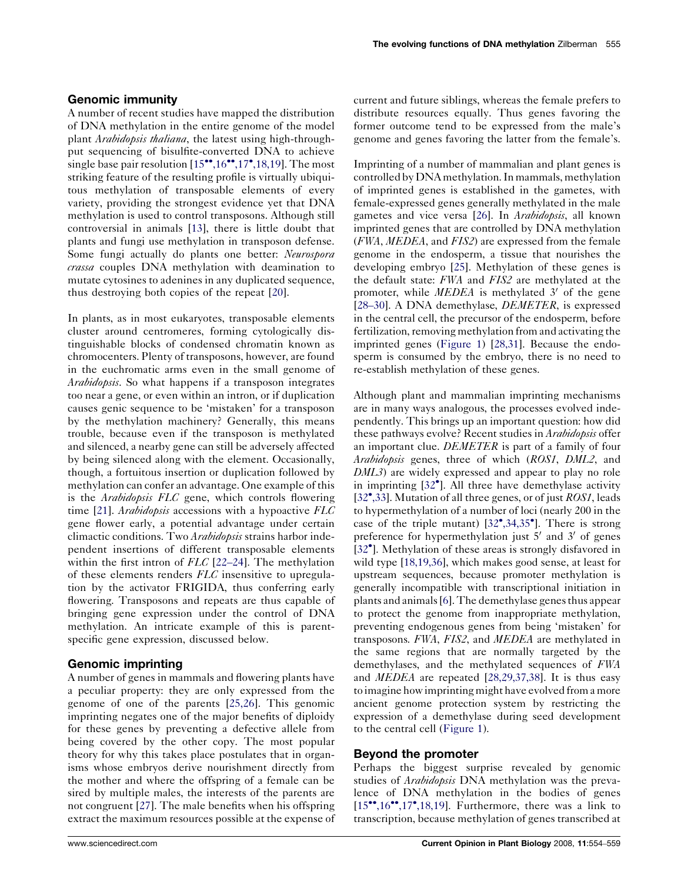## Genomic immunity

A number of recent studies have mapped the distribution of DNA methylation in the entire genome of the model plant *Arabidopsis thaliana*, the latest using high-throughput sequencing of bisulfite-converted DNA to achieve single base pair resolution [15••,16••,17•,18,19]. The most striking feature of the resulting profile is virtually ubiquitous methylation of transposable elements of every variety, providing the strongest evidence yet that DNA methylation is used to control transposons. Although still controversial in animals [13], there is little doubt that plants and fungi use methylation in transposon defense. Some fungi actually do plants one better: *Neurospora crassa* couples DNA methylation with deamination to mutate cytosines to adenines in any duplicated sequence, thus destroying both copies of the repeat [20].

In plants, as in most eukaryotes, transposable elements cluster around centromeres, forming cytologically distinguishable blocks of condensed chromatin known as chromocenters. Plenty of transposons, however, are found in the euchromatic arms even in the small genome of *Arabidopsis*. So what happens if a transposon integrates too near a gene, or even within an intron, or if duplication causes genic sequence to be 'mistaken' for a transposon by the methylation machinery? Generally, this means trouble, because even if the transposon is methylated and silenced, a nearby gene can still be adversely affected by being silenced along with the element. Occasionally, though, a fortuitous insertion or duplication followed by methylation can confer an advantage. One example of this is the *Arabidopsis FLC* gene, which controls flowering time [21]. *Arabidopsis* accessions with a hypoactive *FLC* gene flower early, a potential advantage under certain climactic conditions. Two *Arabidopsis* strains harbor independent insertions of different transposable elements within the first intron of *FLC* [22–24]. The methylation of these elements renders *FLC* insensitive to upregulation by the activator FRIGIDA, thus conferring early flowering. Transposons and repeats are thus capable of bringing gene expression under the control of DNA methylation. An intricate example of this is parent-specific gene expression, discussed below.

## Genomic imprinting

A number of genes in mammals and flowering plants have a peculiar property: they are only expressed from the genome of one of the parents [25,26]. This genomic imprinting negates one of the major benefits of diploidy for these genes by preventing a defective allele from being covered by the other copy. The most popular theory for why this takes place postulates that in organisms whose embryos derive nourishment directly from the mother and where the offspring of a female can be sired by multiple males, the interests of the parents are not congruent [27]. The male benefits when his offspring extract the maximum resources possible at the expense of current and future siblings, whereas the female prefers to distribute resources equally. Thus genes favoring the former outcome tend to be expressed from the male's genome and genes favoring the latter from the female's.

Imprinting of a number of mammalian and plant genes is controlled by DNA methylation. In mammals, methylation of imprinted genes is established in the gametes, with female-expressed genes generally methylated in the male gametes and vice versa [26]. In *Arabidopsis*, all known imprinted genes that are controlled by DNA methylation (*FWA*, *MEDEA*, and *FIS2*) are expressed from the female genome in the endosperm, a tissue that nourishes the developing embryo [25]. Methylation of these genes is the default state: *FWA* and *FIS2* are methylated at the promoter, while *MEDEA* is methylated 3′ of the gene [28–30]. A DNA demethylase, *DEMETER*, is expressed in the central cell, the precursor of the endosperm, before fertilization, removing methylation from and activating the imprinted genes (Figure 1) [28,31]. Because the endosperm is consumed by the embryo, there is no need to re-establish methylation of these genes.

Although plant and mammalian imprinting mechanisms are in many ways analogous, the processes evolved independently. This brings up an important question: how did these pathways evolve? Recent studies in *Arabidopsis* offer an important clue. *DEMETER* is part of a family of four *Arabidopsis* genes, three of which (*ROS1*, *DML2*, and *DML3*) are widely expressed and appear to play no role in imprinting [32•]. All three have demethylase activity [32•,33]. Mutation of all three genes, or of just *ROS1*, leads to hypermethylation of a number of loci (nearly 200 in the case of the triple mutant) [32•,34,35•]. There is strong preference for hypermethylation just 5′ and 3′ of genes [32•]. Methylation of these areas is strongly disfavored in wild type [18,19,36], which makes good sense, at least for upstream sequences, because promoter methylation is generally incompatible with transcriptional initiation in plants and animals [6]. The demethylase genes thus appear to protect the genome from inappropriate methylation, preventing endogenous genes from being 'mistaken' for transposons. *FWA*, *FIS2*, and *MEDEA* are methylated in the same regions that are normally targeted by the demethylases, and the methylated sequences of *FWA* and *MEDEA* are repeated [28,29,37,38]. It is thus easy to imagine how imprinting might have evolved from a more ancient genome protection system by restricting the expression of a demethylase during seed development to the central cell (Figure 1).

## Beyond the promoter

Perhaps the biggest surprise revealed by genomic studies of *Arabidopsis* DNA methylation was the prevalence of DNA methylation in the bodies of genes [15••,16••,17•,18,19]. Furthermore, there was a link to transcription, because methylation of genes transcribed at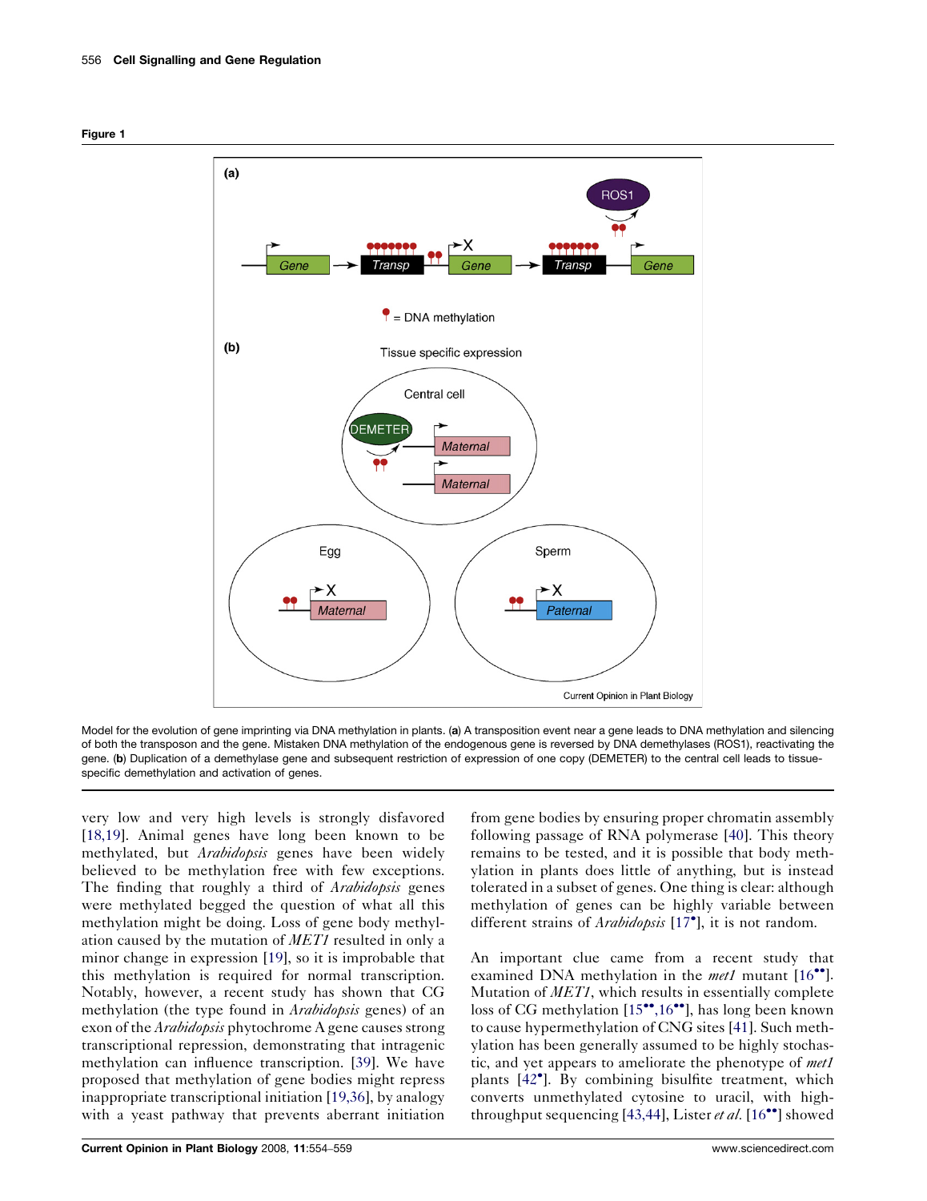Figure 1

Model for the evolution of gene imprinting via DNA methylation in plants. (**a**) A transposition event near a gene leads to DNA methylation and silencing of both the transposon and the gene. Mistaken DNA methylation of the endogenous gene is reversed by DNA demethylases (ROS1), reactivating the gene. (**b**) Duplication of a demethylase gene and subsequent restriction of expression of one copy (DEMETER) to the central cell leads to tissue-specific demethylation and activation of genes.

very low and very high levels is strongly disfavored [18,19]. Animal genes have long been known to be methylated, but *Arabidopsis* genes have been widely believed to be methylation free with few exceptions. The finding that roughly a third of *Arabidopsis* genes were methylated begged the question of what all this methylation might be doing. Loss of gene body methylation caused by the mutation of *MET1* resulted in only a minor change in expression [19], so it is improbable that this methylation is required for normal transcription. Notably, however, a recent study has shown that CG methylation (the type found in *Arabidopsis* genes) of an exon of the *Arabidopsis* phytochrome A gene causes strong transcriptional repression, demonstrating that intragenic methylation can influence transcription. [39]. We have proposed that methylation of gene bodies might repress inappropriate transcriptional initiation [19,36], by analogy with a yeast pathway that prevents aberrant initiation from gene bodies by ensuring proper chromatin assembly following passage of RNA polymerase [40]. This theory remains to be tested, and it is possible that body methylation in plants does little of anything, but is instead tolerated in a subset of genes. One thing is clear: although methylation of genes can be highly variable between different strains of *Arabidopsis* [17•], it is not random.

An important clue came from a recent study that examined DNA methylation in the *met1* mutant [16••]. Mutation of *MET1*, which results in essentially complete loss of CG methylation [15••,16••], has long been known to cause hypermethylation of CNG sites [41]. Such methylation has been generally assumed to be highly stochastic, and yet appears to ameliorate the phenotype of *met1* plants [42•]. By combining bisulfite treatment, which converts unmethylated cytosine to uracil, with high-throughput sequencing [43,44], Lister *et al.* [16••] showed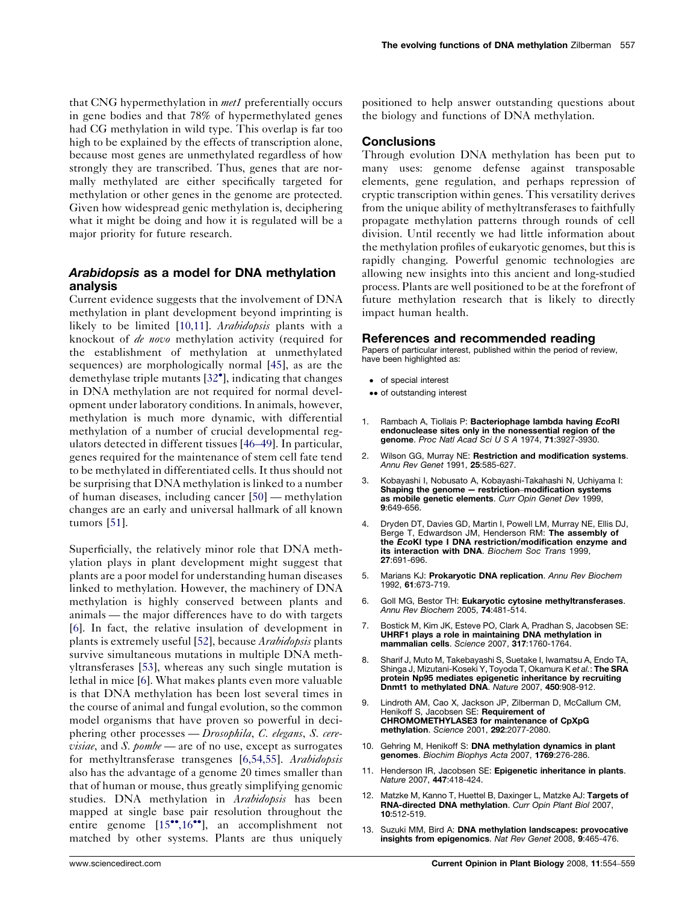that CNG hypermethylation in *met1* preferentially occurs in gene bodies and that 78% of hypermethylated genes had CG methylation in wild type. This overlap is far too high to be explained by the effects of transcription alone, because most genes are unmethylated regardless of how strongly they are transcribed. Thus, genes that are normally methylated are either specifically targeted for methylation or other genes in the genome are protected. Given how widespread genic methylation is, deciphering what it might be doing and how it is regulated will be a major priority for future research.

## *Arabidopsis* as a model for DNA methylation analysis

Current evidence suggests that the involvement of DNA methylation in plant development beyond imprinting is likely to be limited [10,11]. *Arabidopsis* plants with a knockout of *de novo* methylation activity (required for the establishment of methylation at unmethylated sequences) are morphologically normal [45], as are the demethylase triple mutants [32•], indicating that changes in DNA methylation are not required for normal development under laboratory conditions. In animals, however, methylation is much more dynamic, with differential methylation of a number of crucial developmental regulators detected in different tissues [46–49]. In particular, genes required for the maintenance of stem cell fate tend to be methylated in differentiated cells. It thus should not be surprising that DNA methylation is linked to a number of human diseases, including cancer [50] — methylation changes are an early and universal hallmark of all known tumors [51].

Superficially, the relatively minor role that DNA methylation plays in plant development might suggest that plants are a poor model for understanding human diseases linked to methylation. However, the machinery of DNA methylation is highly conserved between plants and animals — the major differences have to do with targets [6]. In fact, the relative insulation of development in plants is extremely useful [52], because *Arabidopsis* plants survive simultaneous mutations in multiple DNA methyltransferases [53], whereas any such single mutation is lethal in mice [6]. What makes plants even more valuable is that DNA methylation has been lost several times in the course of animal and fungal evolution, so the common model organisms that have proven so powerful in deciphering other processes — *Drosophila*, *C. elegans*, *S. cerevisiae*, and *S. pombe* — are of no use, except as surrogates for methyltransferase transgenes [6,54,55]. *Arabidopsis* also has the advantage of a genome 20 times smaller than that of human or mouse, thus greatly simplifying genomic studies. DNA methylation in *Arabidopsis* has been mapped at single base pair resolution throughout the entire genome [15••,16••], an accomplishment not matched by other systems. Plants are thus uniquely positioned to help answer outstanding questions about the biology and functions of DNA methylation.

## Conclusions

Through evolution DNA methylation has been put to many uses: genome defense against transposable elements, gene regulation, and perhaps repression of cryptic transcription within genes. This versatility derives from the unique ability of methyltransferases to faithfully propagate methylation patterns through rounds of cell division. Until recently we had little information about the methylation profiles of eukaryotic genomes, but this is rapidly changing. Powerful genomic technologies are allowing new insights into this ancient and long-studied process. Plants are well positioned to be at the forefront of future methylation research that is likely to directly impact human health.

## References and recommended reading

Papers of particular interest, published within the period of review, have been highlighted as:

- • of special interest
- •• of outstanding interest

1. Rambach A, Tiollais P: **Bacteriophage lambda having *Eco*RI endonuclease sites only in the nonessential region of the genome**. *Proc Natl Acad Sci U S A* 1974, **71**:3927-3930.
2. Wilson GG, Murray NE: **Restriction and modification systems**. *Annu Rev Genet* 1991, **25**:585-627.
3. Kobayashi I, Nobusato A, Kobayashi-Takahashi N, Uchiyama I: **Shaping the genome — restriction–modification systems as mobile genetic elements**. *Curr Opin Genet Dev* 1999, **9**:649-656.
4. Dryden DT, Davies GD, Martin I, Powell LM, Murray NE, Ellis DJ, Berge T, Edwardson JM, Henderson RM: **The assembly of the *Eco*KI type I DNA restriction/modification enzyme and its interaction with DNA**. *Biochem Soc Trans* 1999, **27**:691-696.
5. Marians KJ: **Prokaryotic DNA replication**. *Annu Rev Biochem* 1992, **61**:673-719.
6. Goll MG, Bestor TH: **Eukaryotic cytosine methyltransferases**. *Annu Rev Biochem* 2005, **74**:481-514.
7. Bostick M, Kim JK, Esteve PO, Clark A, Pradhan S, Jacobsen SE: **UHRF1 plays a role in maintaining DNA methylation in mammalian cells**. *Science* 2007, **317**:1760-1764.
8. Sharif J, Muto M, Takebayashi S, Suetake I, Iwamatsu A, Endo TA, Shinga J, Mizutani-Koseki Y, Toyoda T, Okamura K *et al.*: **The SRA protein Np95 mediates epigenetic inheritance by recruiting Dnmt1 to methylated DNA**. *Nature* 2007, **450**:908-912.
9. Lindroth AM, Cao X, Jackson JP, Zilberman D, McCallum CM, Henikoff S, Jacobsen SE: **Requirement of CHROMOMETHYLASE3 for maintenance of CpXpG methylation**. *Science* 2001, **292**:2077-2080.
10. Gehring M, Henikoff S: **DNA methylation dynamics in plant genomes**. *Biochim Biophys Acta* 2007, **1769**:276-286.
11. Henderson IR, Jacobsen SE: **Epigenetic inheritance in plants**. *Nature* 2007, **447**:418-424.
12. Matzke M, Kanno T, Huettel B, Daxinger L, Matzke AJ: **Targets of RNA-directed DNA methylation**. *Curr Opin Plant Biol* 2007, **10**:512-519.
13. Suzuki MM, Bird A: **DNA methylation landscapes: provocative insights from epigenomics**. *Nat Rev Genet* 2008, **9**:465-476.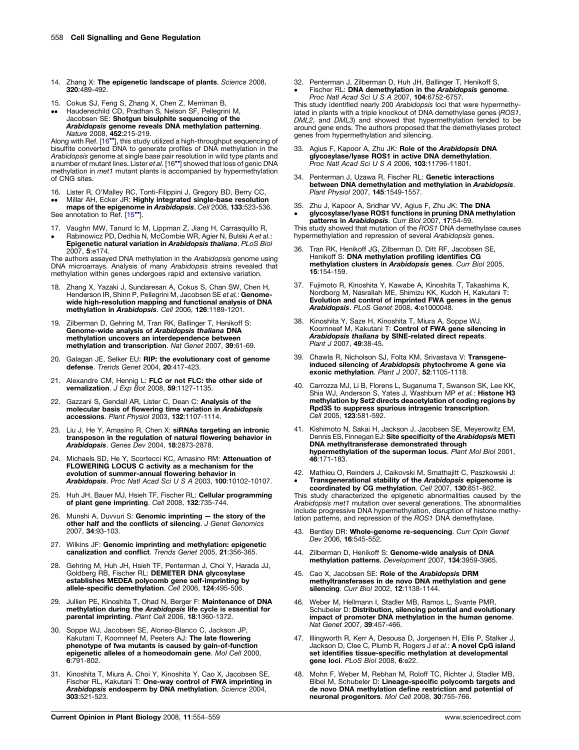14. Zhang X: **The epigenetic landscape of plants**. *Science* 2008, **320**:489-492.

15. •• Cokus SJ, Feng S, Zhang X, Chen Z, Merriman B, Haudenschild CD, Pradhan S, Nelson SF, Pellegrini M, Jacobsen SE: **Shotgun bisulphite sequencing of the *Arabidopsis* genome reveals DNA methylation patterning**. *Nature* 2008, **452**:215-219.

Along with Ref. [16••], this study utilized a high-throughput sequencing of bisulfite converted DNA to generate profiles of DNA methylation in the *Arabidopsis* genome at single base pair resolution in wild type plants and a number of mutant lines. Lister *et al.* [16••] showed that loss of genic DNA methylation in *met1* mutant plants is accompanied by hypermethylation of CNG sites.

16. •• Lister R, O'Malley RC, Tonti-Filippini J, Gregory BD, Berry CC, Millar AH, Ecker JR: **Highly integrated single-base resolution maps of the epigenome in *Arabidopsis***. *Cell* 2008, **133**:523-536.

See annotation to Ref. [15••].

17. • Vaughn MW, Tanurd Ic M, Lippman Z, Jiang H, Carrasquillo R, Rabinowicz PD, Dedhia N, McCombie WR, Agier N, Bulski A *et al.*: **Epigenetic natural variation in *Arabidopsis thaliana***. *PLoS Biol* 2007, **5**:e174.

The authors assayed DNA methylation in the *Arabidopsis* genome using DNA microarrays. Analysis of many *Arabidopsis* strains revealed that methylation within genes undergoes rapid and extensive variation.

18. Zhang X, Yazaki J, Sundaresan A, Cokus S, Chan SW, Chen H, Henderson IR, Shinn P, Pellegrini M, Jacobsen SE *et al.*: **Genome-wide high-resolution mapping and functional analysis of DNA methylation in *Arabidopsis***. *Cell* 2006, **126**:1189-1201.

19. Zilberman D, Gehring M, Tran RK, Ballinger T, Henikoff S: **Genome-wide analysis of *Arabidopsis thaliana* DNA methylation uncovers an interdependence between methylation and transcription**. *Nat Genet* 2007, **39**:61-69.

20. Galagan JE, Selker EU: **RIP: the evolutionary cost of genome defense**. *Trends Genet* 2004, **20**:417-423.

21. Alexandre CM, Hennig L: **FLC or not FLC: the other side of vernalization**. *J Exp Bot* 2008, **59**:1127-1135.

22. Gazzani S, Gendall AR, Lister C, Dean C: **Analysis of the molecular basis of flowering time variation in *Arabidopsis* accessions**. *Plant Physiol* 2003, **132**:1107-1114.

23. Liu J, He Y, Amasino R, Chen X: **siRNAs targeting an intronic transposon in the regulation of natural flowering behavior in *Arabidopsis***. *Genes Dev* 2004, **18**:2873-2878.

24. Michaels SD, He Y, Scortecci KC, Amasino RM: **Attenuation of FLOWERING LOCUS C activity as a mechanism for the evolution of summer-annual flowering behavior in *Arabidopsis***. *Proc Natl Acad Sci U S A* 2003, **100**:10102-10107.

25. Huh JH, Bauer MJ, Hsieh TF, Fischer RL: **Cellular programming of plant gene imprinting**. *Cell* 2008, **132**:735-744.

26. Munshi A, Duvvuri S: **Genomic imprinting — the story of the other half and the conflicts of silencing**. *J Genet Genomics* 2007, **34**:93-103.

27. Wilkins JF: **Genomic imprinting and methylation: epigenetic canalization and conflict**. *Trends Genet* 2005, **21**:356-365.

28. Gehring M, Huh JH, Hsieh TF, Penterman J, Choi Y, Harada JJ, Goldberg RB, Fischer RL: **DEMETER DNA glycosylase establishes MEDEA polycomb gene self-imprinting by allele-specific demethylation**. *Cell* 2006, **124**:495-506.

29. Jullien PE, Kinoshita T, Ohad N, Berger F: **Maintenance of DNA methylation during the *Arabidopsis* life cycle is essential for parental imprinting**. *Plant Cell* 2006, **18**:1360-1372.

30. Soppe WJ, Jacobsen SE, Alonso-Blanco C, Jackson JP, Kakutani T, Koornneef M, Peeters AJ: **The late flowering phenotype of fwa mutants is caused by gain-of-function epigenetic alleles of a homeodomain gene**. *Mol Cell* 2000, **6**:791-802.

31. Kinoshita T, Miura A, Choi Y, Kinoshita Y, Cao X, Jacobsen SE, Fischer RL, Kakutani T: **One-way control of FWA imprinting in *Arabidopsis* endosperm by DNA methylation**. *Science* 2004, **303**:521-523.

32. • Penterman J, Zilberman D, Huh JH, Ballinger T, Henikoff S, Fischer RL: **DNA demethylation in the *Arabidopsis* genome**. *Proc Natl Acad Sci U S A* 2007, **104**:6752-6757.

This study identified nearly 200 *Arabidopsis* loci that were hypermethylated in plants with a triple knockout of DNA demethylase genes (*ROS1*, *DML2*, and *DML3*) and showed that hypermethylation tended to be around gene ends. The authors proposed that the demethylases protect genes from hypermethylation and silencing.

33. Agius F, Kapoor A, Zhu JK: **Role of the *Arabidopsis* DNA glycosylase/lyase ROS1 in active DNA demethylation**. *Proc Natl Acad Sci U S A* 2006, **103**:11796-11801.

34. Penterman J, Uzawa R, Fischer RL: **Genetic interactions between DNA demethylation and methylation in *Arabidopsis***. *Plant Physiol* 2007, **145**:1549-1557.

35. • Zhu J, Kapoor A, Sridhar VV, Agius F, Zhu JK: **The DNA glycosylase/lyase ROS1 functions in pruning DNA methylation patterns in *Arabidopsis***. *Curr Biol* 2007, **17**:54-59.

This study showed that mutation of the *ROS1* DNA demethylase causes hypermethylation and repression of several *Arabidopsis* genes.

36. Tran RK, Henikoff JG, Zilberman D, Ditt RF, Jacobsen SE, Henikoff S: **DNA methylation profiling identifies CG methylation clusters in *Arabidopsis* genes**. *Curr Biol* 2005, **15**:154-159.

37. Fujimoto R, Kinoshita Y, Kawabe A, Kinoshita T, Takashima K, Nordborg M, Nasrallah ME, Shimizu KK, Kudoh H, Kakutani T: **Evolution and control of imprinted FWA genes in the genus *Arabidopsis***. *PLoS Genet* 2008, **4**:e1000048.

38. Kinoshita Y, Saze H, Kinoshita T, Miura A, Soppe WJ, Koornneef M, Kakutani T: **Control of FWA gene silencing in *Arabidopsis thaliana* by SINE-related direct repeats**. *Plant J* 2007, **49**:38-45.

39. Chawla R, Nicholson SJ, Folta KM, Srivastava V: **Transgene-induced silencing of *Arabidopsis* phytochrome A gene via exonic methylation**. *Plant J* 2007, **52**:1105-1118.

40. Carrozza MJ, Li B, Florens L, Suganuma T, Swanson SK, Lee KK, Shia WJ, Anderson S, Yates J, Washburn MP *et al.*: **Histone H3 methylation by Set2 directs deacetylation of coding regions by Rpd3S to suppress spurious intragenic transcription**. *Cell* 2005, **123**:581-592.

41. Kishimoto N, Sakai H, Jackson J, Jacobsen SE, Meyerowitz EM, Dennis ES, Finnegan EJ: **Site specificity of the *Arabidopsis* METI DNA methyltransferase demonstrated through hypermethylation of the superman locus**. *Plant Mol Biol* 2001, **46**:171-183.

42. • Mathieu O, Reinders J, Caikovski M, Smathajitt C, Paszkowski J: **Transgenerational stability of the *Arabidopsis* epigenome is coordinated by CG methylation**. *Cell* 2007, **130**:851-862.

This study characterized the epigenetic abnormalities caused by the *Arabidopsis met1* mutation over several generations. The abnormalities include progressive DNA hypermethylation, disruption of histone methylation patterns, and repression of the *ROS1* DNA demethylase.

43. Bentley DR: **Whole-genome re-sequencing**. *Curr Opin Genet Dev* 2006, **16**:545-552.

44. Zilberman D, Henikoff S: **Genome-wide analysis of DNA methylation patterns**. *Development* 2007, **134**:3959-3965.

45. Cao X, Jacobsen SE: **Role of the *Arabidopsis* DRM methyltransferases in de novo DNA methylation and gene silencing**. *Curr Biol* 2002, **12**:1138-1144.

46. Weber M, Hellmann I, Stadler MB, Ramos L, Svante PMR, Schubeler D: **Distribution, silencing potential and evolutionary impact of promoter DNA methylation in the human genome**. *Nat Genet* 2007, **39**:457-466.

47. Illingworth R, Kerr A, Desousa D, Jorgensen H, Ellis P, Stalker J, Jackson D, Clee C, Plumb R, Rogers J *et al.*: **A novel CpG island set identifies tissue-specific methylation at developmental gene loci**. *PLoS Biol* 2008, **6**:e22.

48. Mohn F, Weber M, Rebhan M, Roloff TC, Richter J, Stadler MB, Bibel M, Schubeler D: **Lineage-specific polycomb targets and de novo DNA methylation define restriction and potential of neuronal progenitors**. *Mol Cell* 2008, **30**:755-766.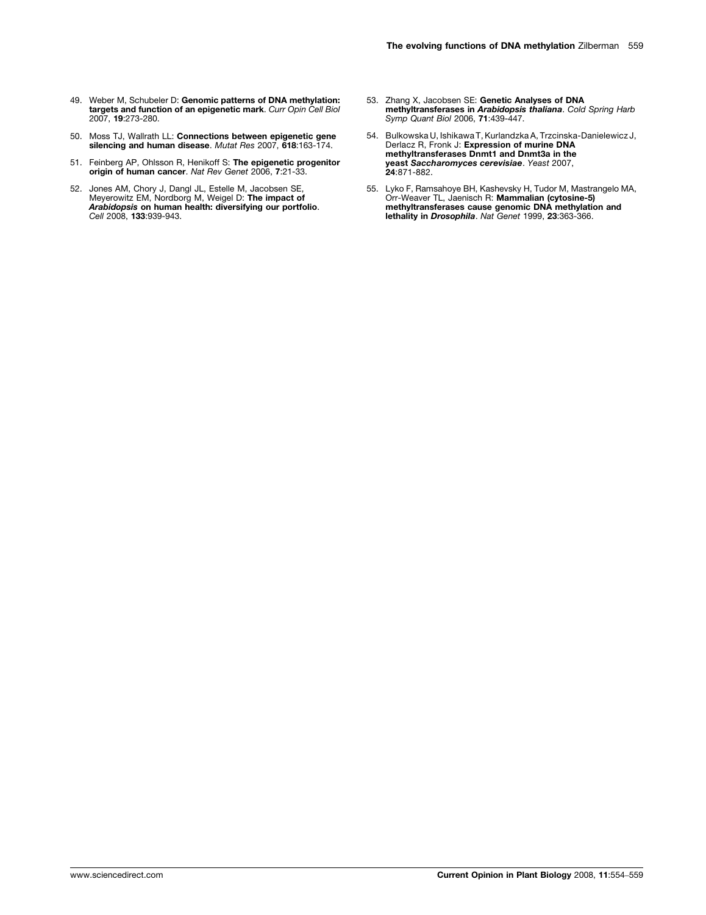49. Weber M, Schubeler D: **Genomic patterns of DNA methylation: targets and function of an epigenetic mark**. *Curr Opin Cell Biol* 2007, **19**:273-280.

50. Moss TJ, Wallrath LL: **Connections between epigenetic gene silencing and human disease**. *Mutat Res* 2007, **618**:163-174.

51. Feinberg AP, Ohlsson R, Henikoff S: **The epigenetic progenitor origin of human cancer**. *Nat Rev Genet* 2006, **7**:21-33.

52. Jones AM, Chory J, Dangl JL, Estelle M, Jacobsen SE, Meyerowitz EM, Nordborg M, Weigel D: **The impact of *Arabidopsis* on human health: diversifying our portfolio**. *Cell* 2008, **133**:939-943.

53. Zhang X, Jacobsen SE: **Genetic Analyses of DNA methyltransferases in *Arabidopsis thaliana***. *Cold Spring Harb Symp Quant Biol* 2006, **71**:439-447.

54. Bulkowska U, Ishikawa T, Kurlandzka A, Trzcinska-Danielewicz J, Derlacz R, Fronk J: **Expression of murine DNA methyltransferases Dnmt1 and Dnmt3a in the yeast *Saccharomyces cerevisiae***. *Yeast* 2007, **24**:871-882.

55. Lyko F, Ramsahoye BH, Kashevsky H, Tudor M, Mastrangelo MA, Orr-Weaver TL, Jaenisch R: **Mammalian (cytosine-5) methyltransferases cause genomic DNA methylation and lethality in *Drosophila***. *Nat Genet* 1999, **23**:363-366.